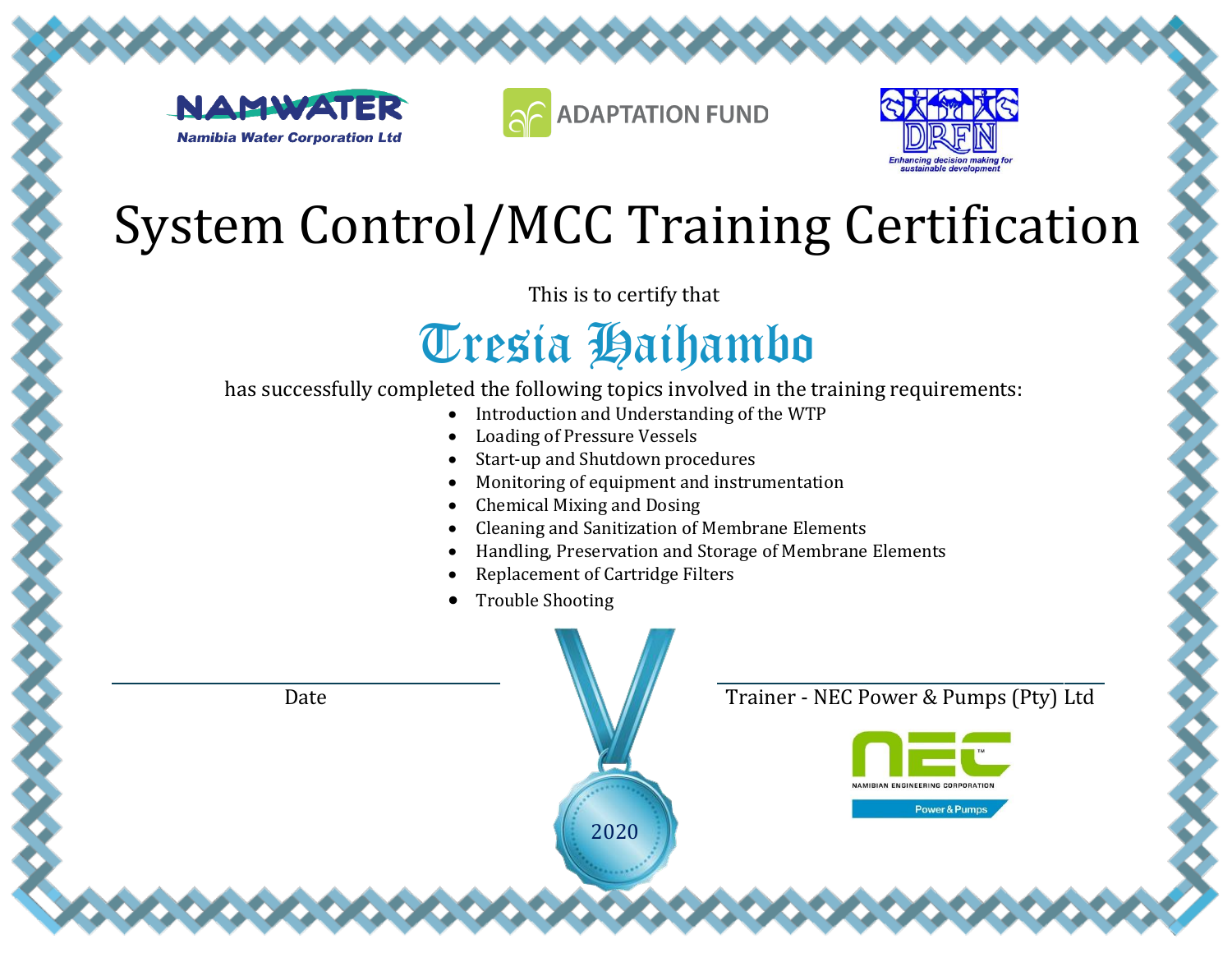NAMWATER
Namibia Water Corporation Ltd

ADAPTATION FUND

DRFN
Enhancing decision making for sustainable development

# System Control/MCC Training Certification

This is to certify that

## Tresia Haihambo

has successfully completed the following topics involved in the training requirements:

- Introduction and Understanding of the WTP
- Loading of Pressure Vessels
- Start-up and Shutdown procedures
- Monitoring of equipment and instrumentation
- Chemical Mixing and Dosing
- Cleaning and Sanitization of Membrane Elements
- Handling, Preservation and Storage of Membrane Elements
- Replacement of Cartridge Filters
- Trouble Shooting

Date

2020

Trainer - NEC Power & Pumps (Pty) Ltd

NEC™
NAMIBIAN ENGINEERING CORPORATION
Power & Pumps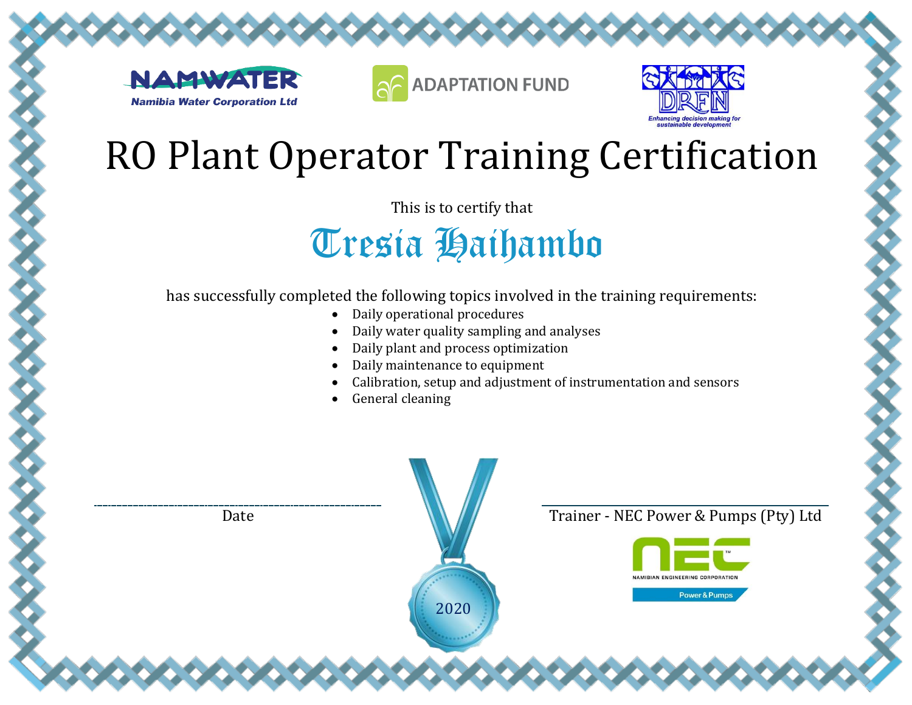NAMWATER
Namibia Water Corporation Ltd

ADAPTATION FUND

DRFN
Enhancing decision making for sustainable development

# RO Plant Operator Training Certification

This is to certify that

## Tresia Haihambo

has successfully completed the following topics involved in the training requirements:

- Daily operational procedures
- Daily water quality sampling and analyses
- Daily plant and process optimization
- Daily maintenance to equipment
- Calibration, setup and adjustment of instrumentation and sensors
- General cleaning

Date

2020

Trainer - NEC Power & Pumps (Pty) Ltd

NEC
NAMIBIAN ENGINEERING CORPORATION
Power & Pumps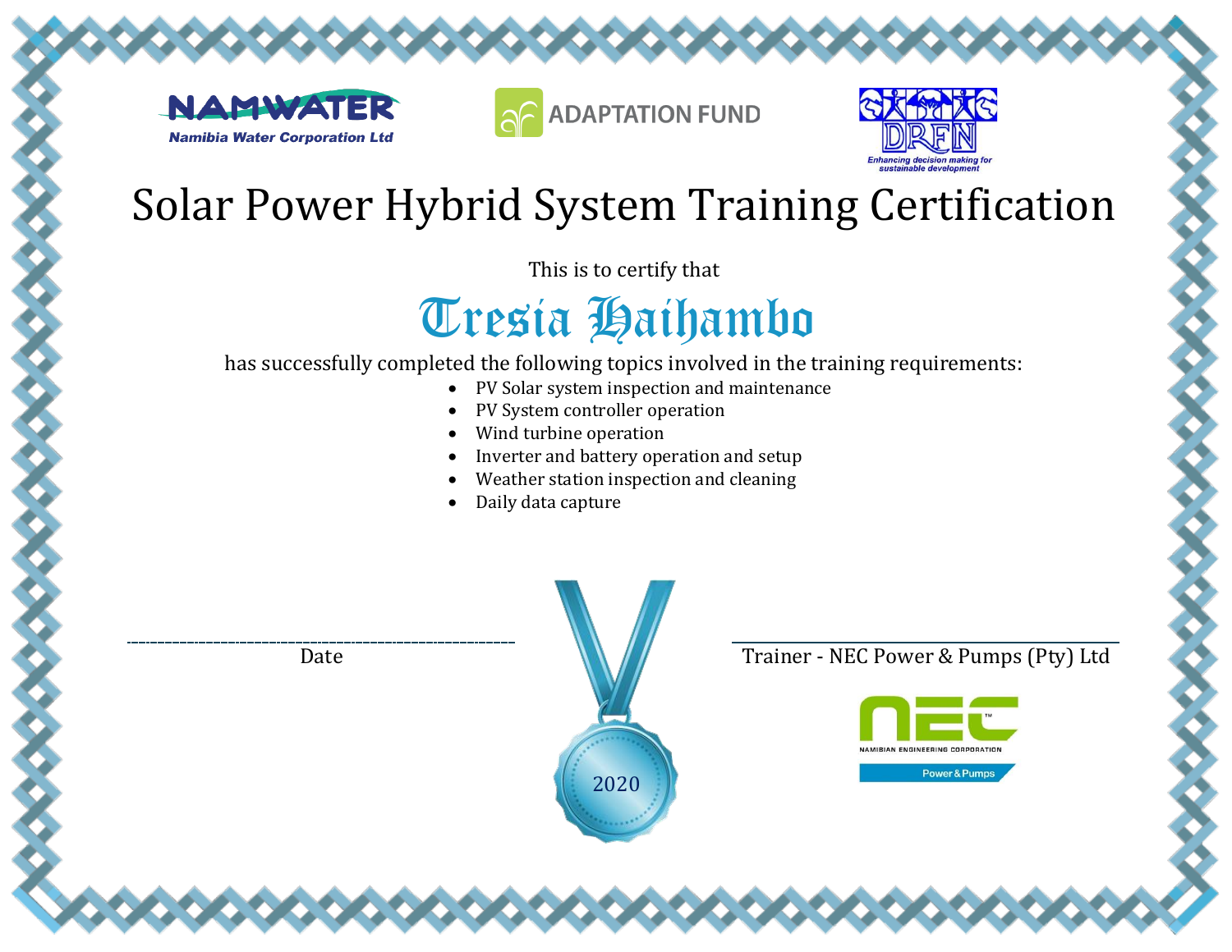NAMWATER
Namibia Water Corporation Ltd

ADAPTATION FUND

DRFN
Enhancing decision making for sustainable development

# Solar Power Hybrid System Training Certification

This is to certify that

## Tresia Haihambo

has successfully completed the following topics involved in the training requirements:

- PV Solar system inspection and maintenance
- PV System controller operation
- Wind turbine operation
- Inverter and battery operation and setup
- Weather station inspection and cleaning
- Daily data capture

Date

2020

Trainer - NEC Power & Pumps (Pty) Ltd

NEC
NAMIBIAN ENGINEERING CORPORATION
Power & Pumps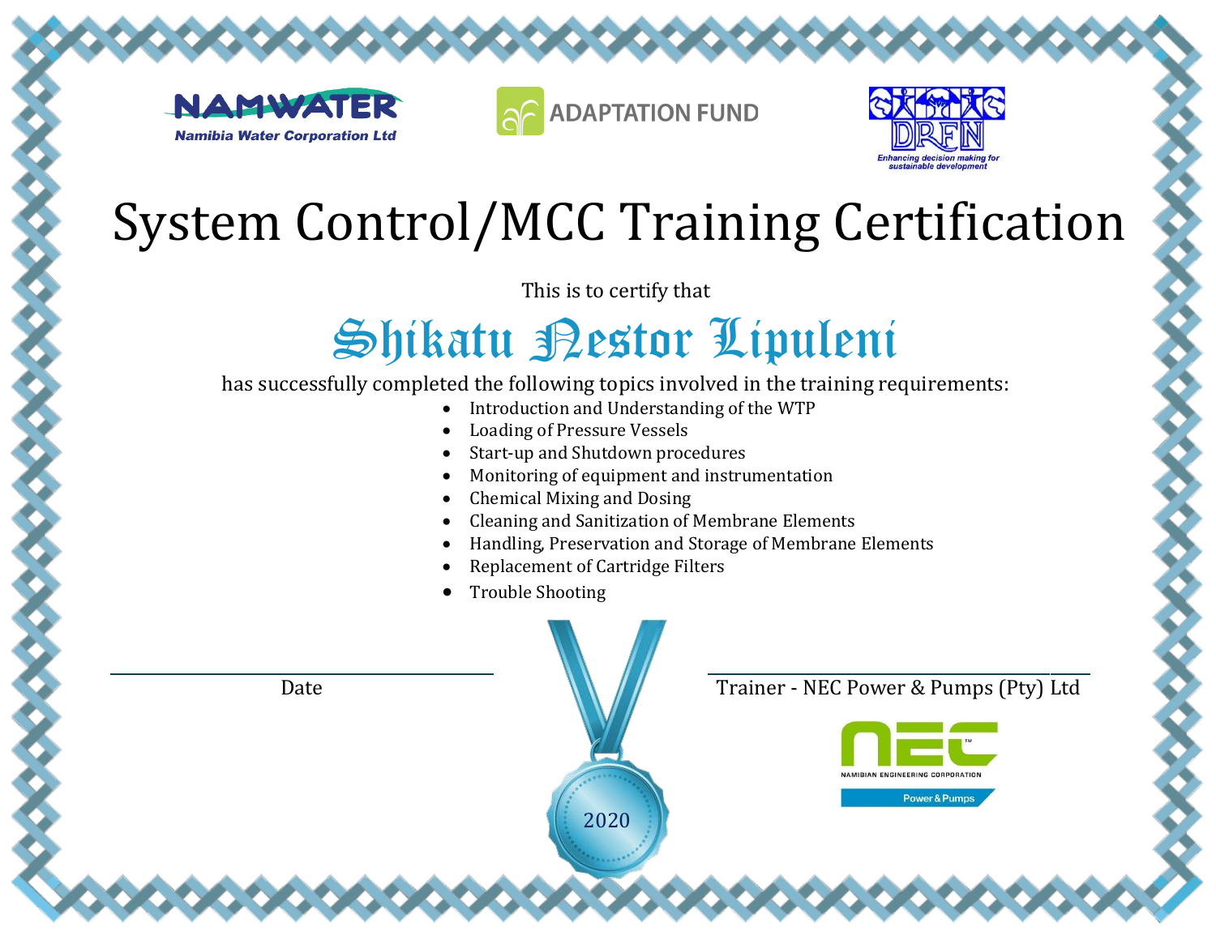NAMWATER
Namibia Water Corporation Ltd

ADAPTATION FUND

DRFN
Enhancing decision making for sustainable development

# System Control/MCC Training Certification

This is to certify that

## Shikatu Nestor Lipuleni

has successfully completed the following topics involved in the training requirements:

- Introduction and Understanding of the WTP
- Loading of Pressure Vessels
- Start-up and Shutdown procedures
- Monitoring of equipment and instrumentation
- Chemical Mixing and Dosing
- Cleaning and Sanitization of Membrane Elements
- Handling, Preservation and Storage of Membrane Elements
- Replacement of Cartridge Filters
- Trouble Shooting

Date

2020

Trainer - NEC Power & Pumps (Pty) Ltd

NEC
NAMIBIAN ENGINEERING CORPORATION
Power & Pumps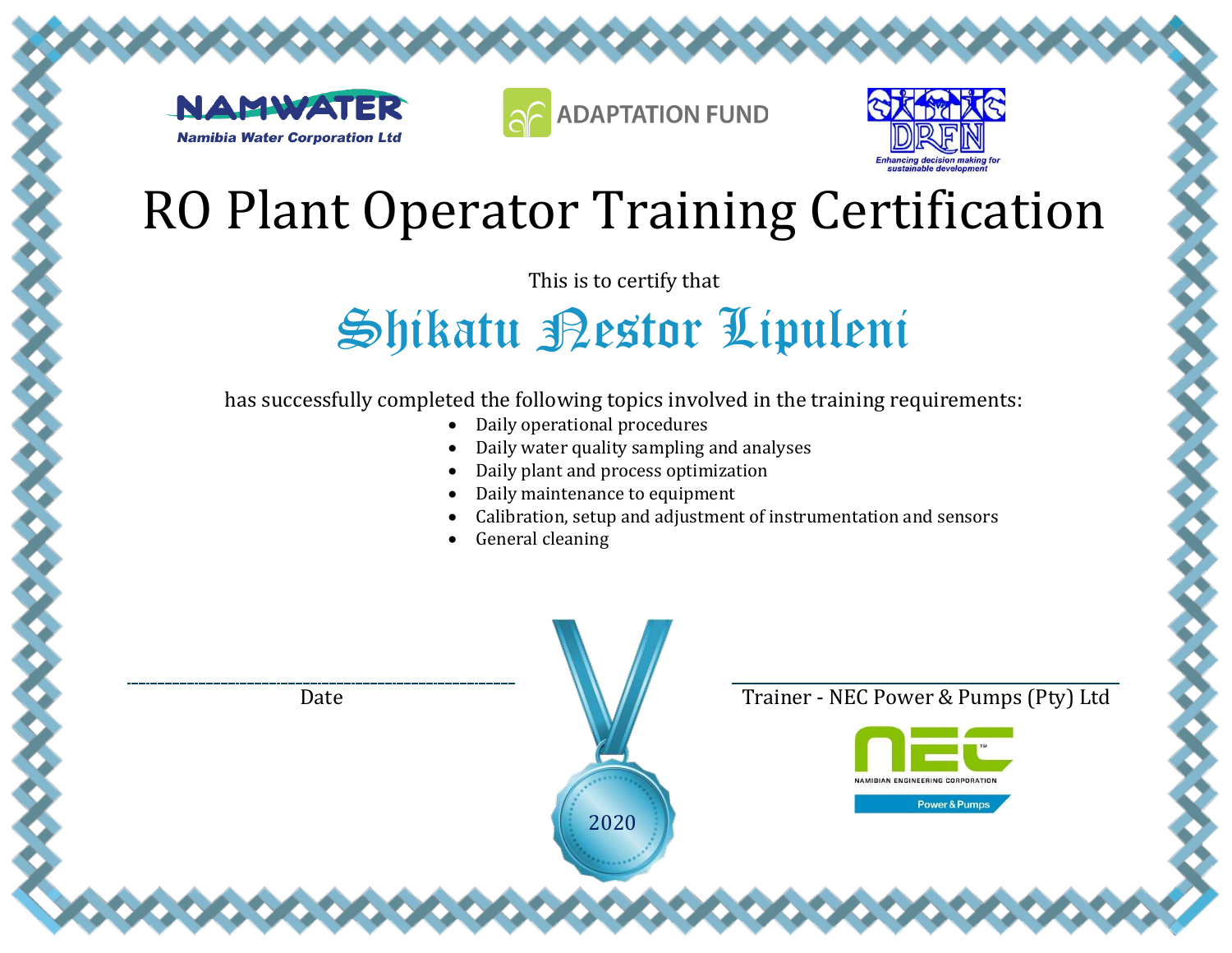NAMWATER

Namibia Water Corporation Ltd

ADAPTATION FUND

DRFN

Enhancing decision making for sustainable development

# RO Plant Operator Training Certification

This is to certify that

## Shikatu Nestor Lipuleni

has successfully completed the following topics involved in the training requirements:

- Daily operational procedures
- Daily water quality sampling and analyses
- Daily plant and process optimization
- Daily maintenance to equipment
- Calibration, setup and adjustment of instrumentation and sensors
- General cleaning

Date

2020

Trainer - NEC Power & Pumps (Pty) Ltd

NEC

NAMIBIAN ENGINEERING CORPORATION

Power & Pumps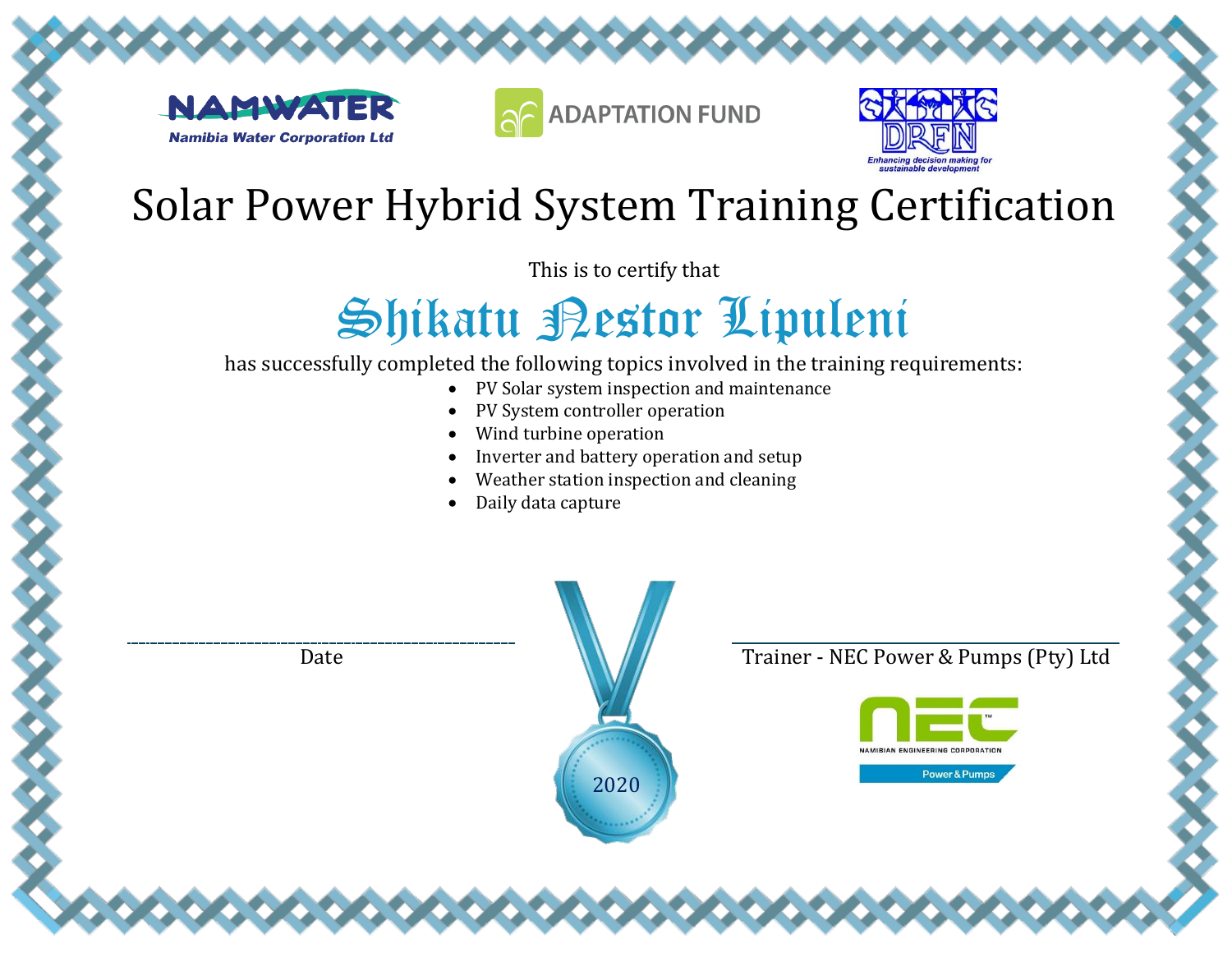NAMWATER
Namibia Water Corporation Ltd

ADAPTATION FUND

DRFN
Enhancing decision making for sustainable development

# Solar Power Hybrid System Training Certification

This is to certify that

## Shikatu Nestor Lipuleni

has successfully completed the following topics involved in the training requirements:

- PV Solar system inspection and maintenance
- PV System controller operation
- Wind turbine operation
- Inverter and battery operation and setup
- Weather station inspection and cleaning
- Daily data capture

Date

2020

Trainer - NEC Power & Pumps (Pty) Ltd

NEC
NAMIBIAN ENGINEERING CORPORATION
Power & Pumps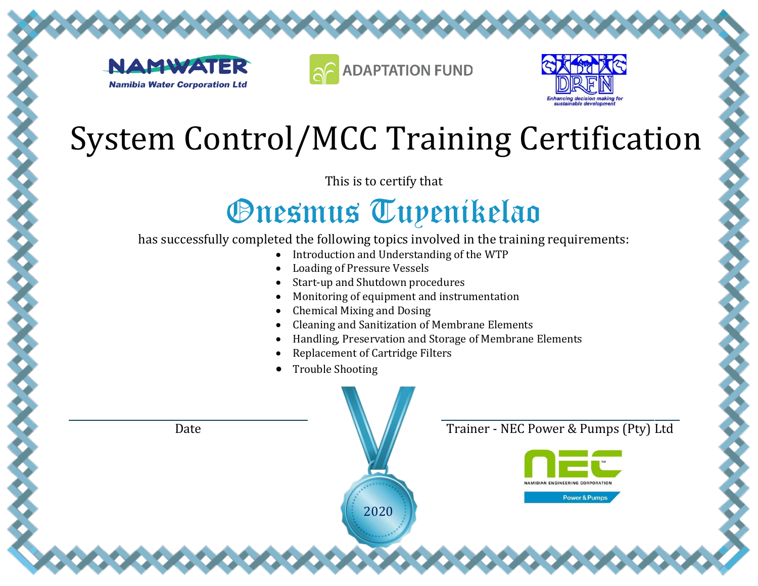NAMWATER
Namibia Water Corporation Ltd

ADAPTATION FUND

DRFN
Enhancing decision making for sustainable development

# System Control/MCC Training Certification

This is to certify that

## Onesmus Tuyenikelao

has successfully completed the following topics involved in the training requirements:

- Introduction and Understanding of the WTP
- Loading of Pressure Vessels
- Start-up and Shutdown procedures
- Monitoring of equipment and instrumentation
- Chemical Mixing and Dosing
- Cleaning and Sanitization of Membrane Elements
- Handling, Preservation and Storage of Membrane Elements
- Replacement of Cartridge Filters
- Trouble Shooting

Date

2020

Trainer - NEC Power & Pumps (Pty) Ltd

NEC
NAMIBIAN ENGINEERING CORPORATION
Power & Pumps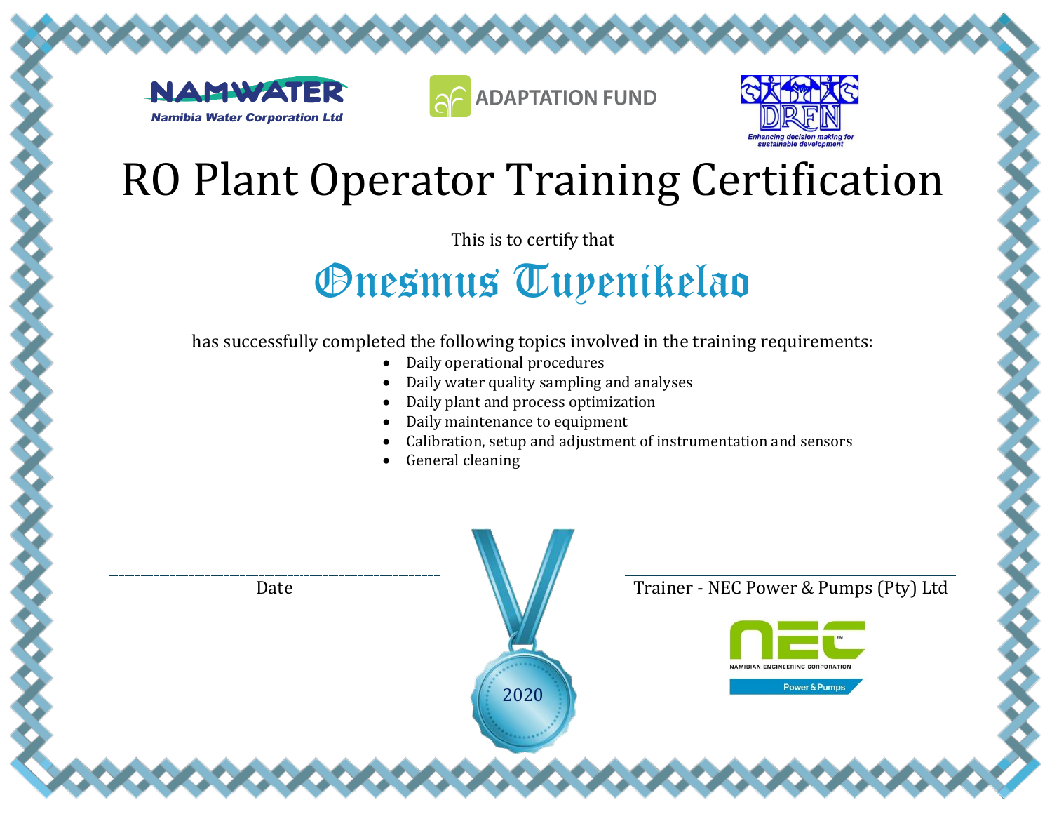NAMWATER
Namibia Water Corporation Ltd

ADAPTATION FUND

DRFN
Enhancing decision making for sustainable development

# RO Plant Operator Training Certification

This is to certify that

## Onesmus Tuyenikelao

has successfully completed the following topics involved in the training requirements:

- Daily operational procedures
- Daily water quality sampling and analyses
- Daily plant and process optimization
- Daily maintenance to equipment
- Calibration, setup and adjustment of instrumentation and sensors
- General cleaning

Date

2020

Trainer - NEC Power & Pumps (Pty) Ltd

NEC
NAMIBIAN ENGINEERING CORPORATION
Power & Pumps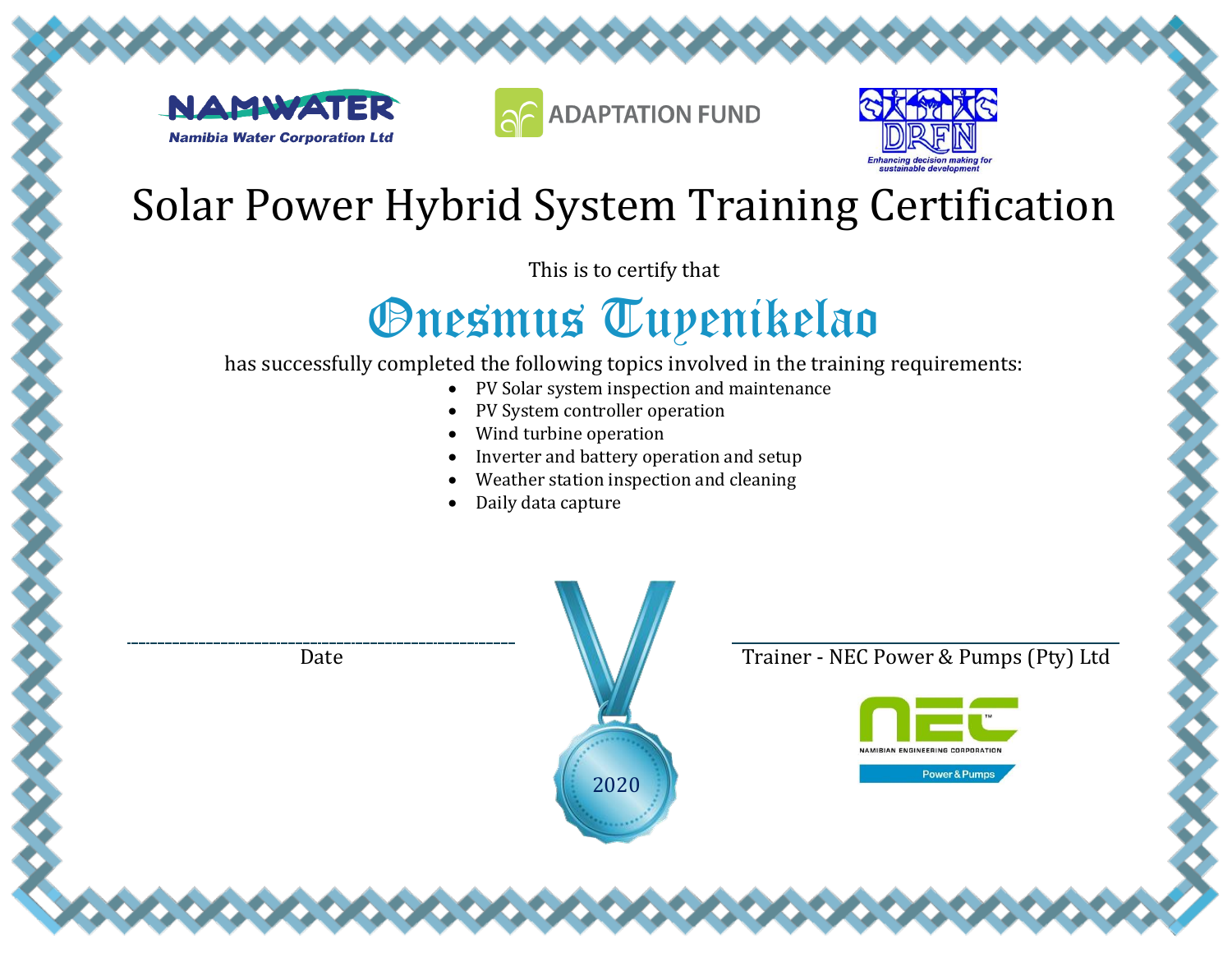NAMWATER
Namibia Water Corporation Ltd

ADAPTATION FUND

DRFN
Enhancing decision making for sustainable development

# Solar Power Hybrid System Training Certification

This is to certify that

## Onesmus Tuyenikelao

has successfully completed the following topics involved in the training requirements:

- PV Solar system inspection and maintenance
- PV System controller operation
- Wind turbine operation
- Inverter and battery operation and setup
- Weather station inspection and cleaning
- Daily data capture

Date

2020

Trainer - NEC Power & Pumps (Pty) Ltd

NEC
NAMIBIAN ENGINEERING CORPORATION
Power & Pumps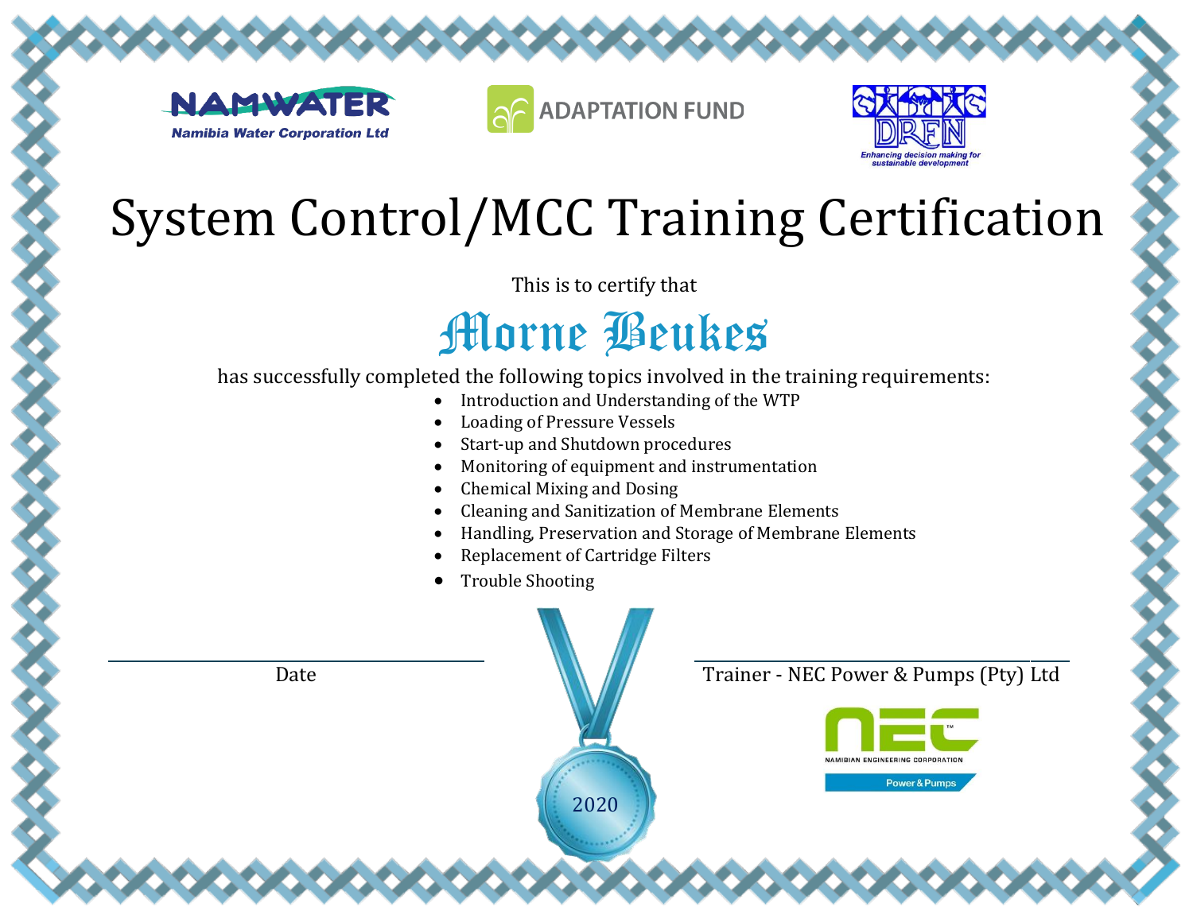NAMWATER
Namibia Water Corporation Ltd

ADAPTATION FUND

DRFN
Enhancing decision making for sustainable development

# System Control/MCC Training Certification

This is to certify that

## Morne Beukes

has successfully completed the following topics involved in the training requirements:

- Introduction and Understanding of the WTP
- Loading of Pressure Vessels
- Start-up and Shutdown procedures
- Monitoring of equipment and instrumentation
- Chemical Mixing and Dosing
- Cleaning and Sanitization of Membrane Elements
- Handling, Preservation and Storage of Membrane Elements
- Replacement of Cartridge Filters
- Trouble Shooting

Date

2020

Trainer - NEC Power & Pumps (Pty) Ltd

NEC™
NAMIBIAN ENGINEERING CORPORATION
Power & Pumps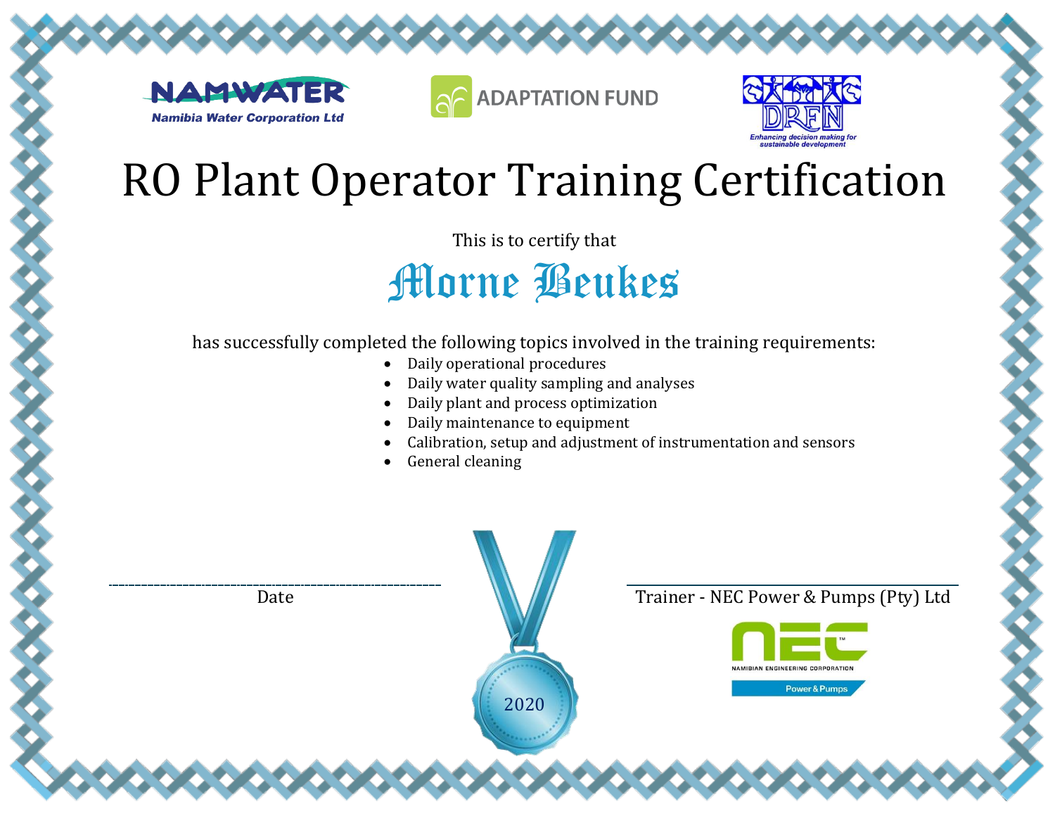NAMWATER
Namibia Water Corporation Ltd

ADAPTATION FUND

DRFN
Enhancing decision making for sustainable development

# RO Plant Operator Training Certification

This is to certify that

## Morne Beukes

has successfully completed the following topics involved in the training requirements:

- Daily operational procedures
- Daily water quality sampling and analyses
- Daily plant and process optimization
- Daily maintenance to equipment
- Calibration, setup and adjustment of instrumentation and sensors
- General cleaning

Date

2020

Trainer - NEC Power & Pumps (Pty) Ltd

NEC
NAMIBIAN ENGINEERING CORPORATION
Power & Pumps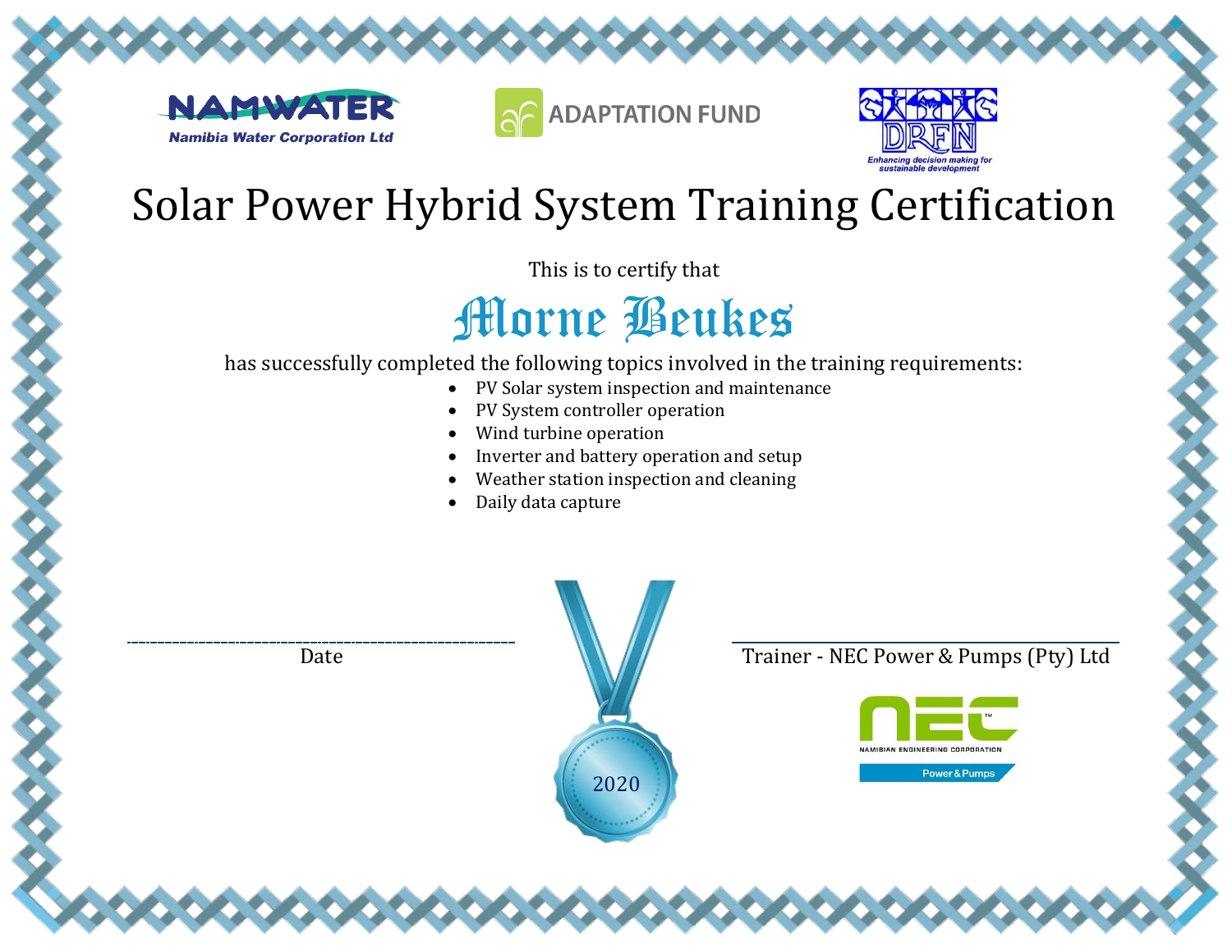NAMWATER
Namibia Water Corporation Ltd

ADAPTATION FUND

DRFN
Enhancing decision making for sustainable development

# Solar Power Hybrid System Training Certification

This is to certify that

**Morne Beukes**

has successfully completed the following topics involved in the training requirements:

- PV Solar system inspection and maintenance
- PV System controller operation
- Wind turbine operation
- Inverter and battery operation and setup
- Weather station inspection and cleaning
- Daily data capture

Date

2020

Trainer - NEC Power & Pumps (Pty) Ltd

NEC
NAMIBIAN ENGINEERING CORPORATION
Power & Pumps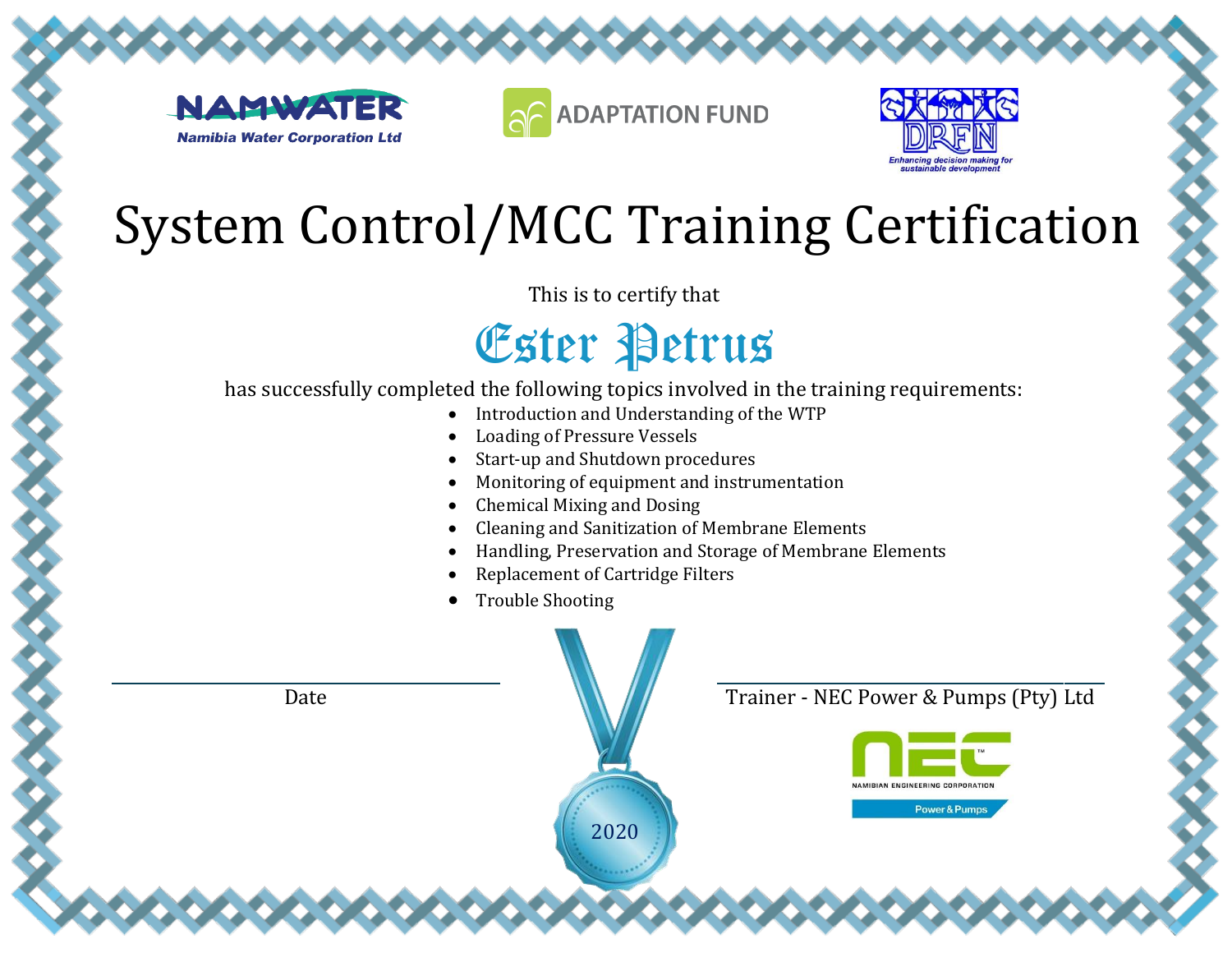NAMWATER
Namibia Water Corporation Ltd

ADAPTATION FUND

DRFN
Enhancing decision making for sustainable development

# System Control/MCC Training Certification

This is to certify that

## Ester Petrus

has successfully completed the following topics involved in the training requirements:

- Introduction and Understanding of the WTP
- Loading of Pressure Vessels
- Start-up and Shutdown procedures
- Monitoring of equipment and instrumentation
- Chemical Mixing and Dosing
- Cleaning and Sanitization of Membrane Elements
- Handling, Preservation and Storage of Membrane Elements
- Replacement of Cartridge Filters
- Trouble Shooting

Date

2020

Trainer - NEC Power & Pumps (Pty) Ltd

NEC
NAMIBIAN ENGINEERING CORPORATION
Power & Pumps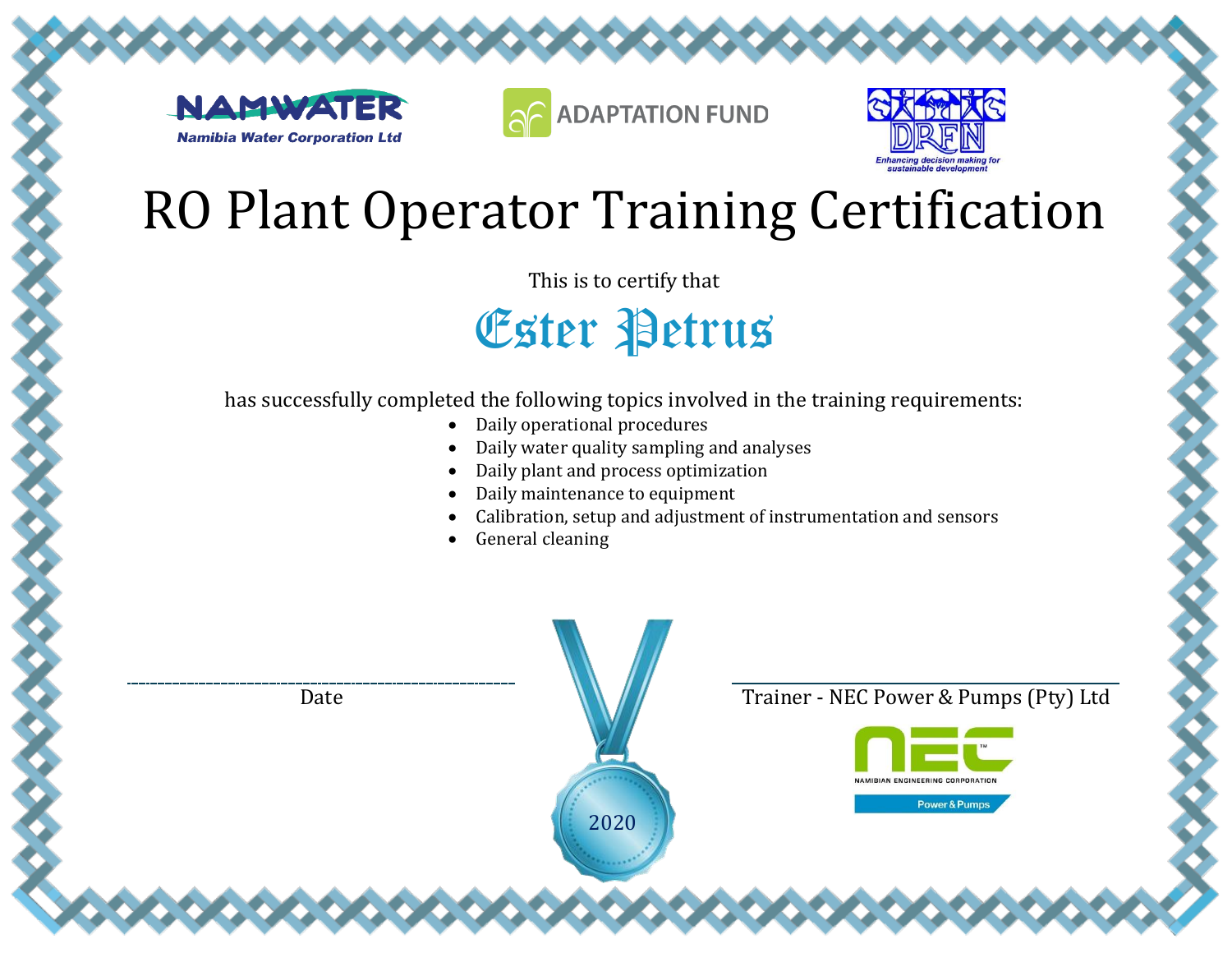NAMWATER
Namibia Water Corporation Ltd

ADAPTATION FUND

DRFN
Enhancing decision making for sustainable development

# RO Plant Operator Training Certification

This is to certify that

## Ester Petrus

has successfully completed the following topics involved in the training requirements:

- Daily operational procedures
- Daily water quality sampling and analyses
- Daily plant and process optimization
- Daily maintenance to equipment
- Calibration, setup and adjustment of instrumentation and sensors
- General cleaning

Date

2020

Trainer - NEC Power & Pumps (Pty) Ltd

NEC
NAMIBIAN ENGINEERING CORPORATION
Power & Pumps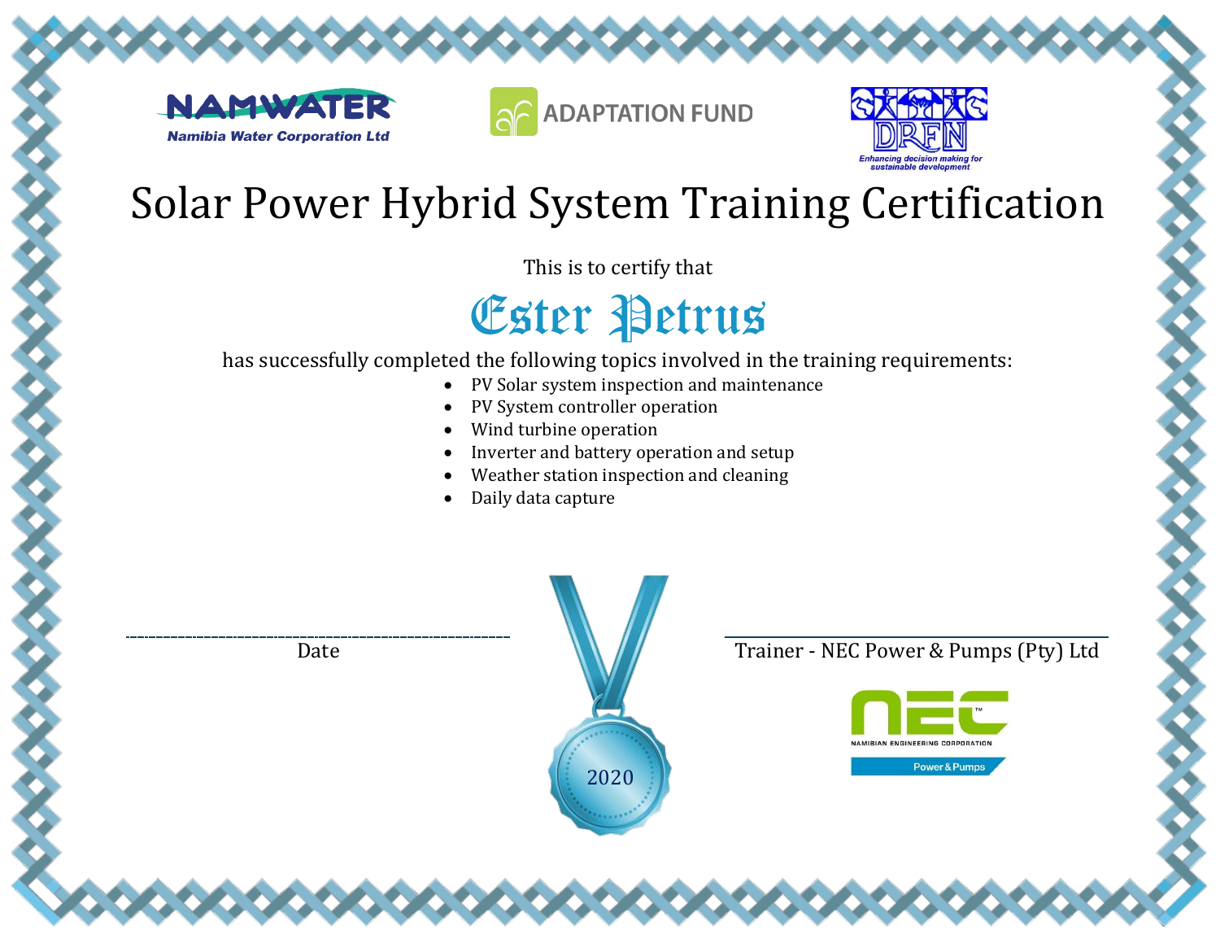NAMWATER
Namibia Water Corporation Ltd

ADAPTATION FUND

DRFN
Enhancing decision making for sustainable development

# Solar Power Hybrid System Training Certification

This is to certify that

## Ester Petrus

has successfully completed the following topics involved in the training requirements:

- PV Solar system inspection and maintenance
- PV System controller operation
- Wind turbine operation
- Inverter and battery operation and setup
- Weather station inspection and cleaning
- Daily data capture

Date

2020

Trainer - NEC Power & Pumps (Pty) Ltd

NEC
NAMIBIAN ENGINEERING CORPORATION
Power & Pumps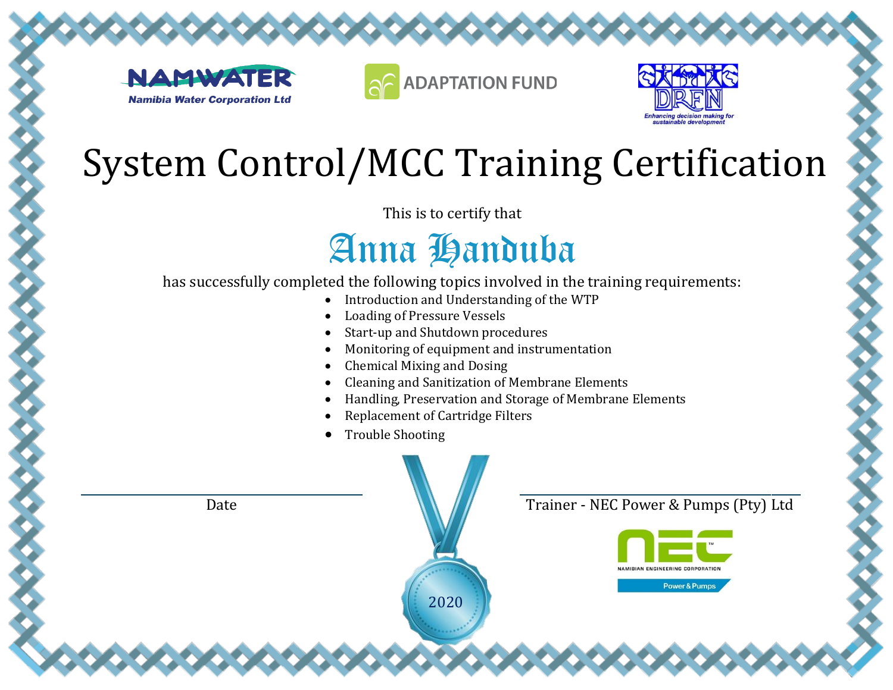NAMWATER
Namibia Water Corporation Ltd

ADAPTATION FUND

DRFN
Enhancing decision making for sustainable development

# System Control/MCC Training Certification

This is to certify that

## Anna Handuba

has successfully completed the following topics involved in the training requirements:

- Introduction and Understanding of the WTP
- Loading of Pressure Vessels
- Start-up and Shutdown procedures
- Monitoring of equipment and instrumentation
- Chemical Mixing and Dosing
- Cleaning and Sanitization of Membrane Elements
- Handling, Preservation and Storage of Membrane Elements
- Replacement of Cartridge Filters
- Trouble Shooting

Date

2020

Trainer - NEC Power & Pumps (Pty) Ltd

NEC
NAMIBIAN ENGINEERING CORPORATION
Power & Pumps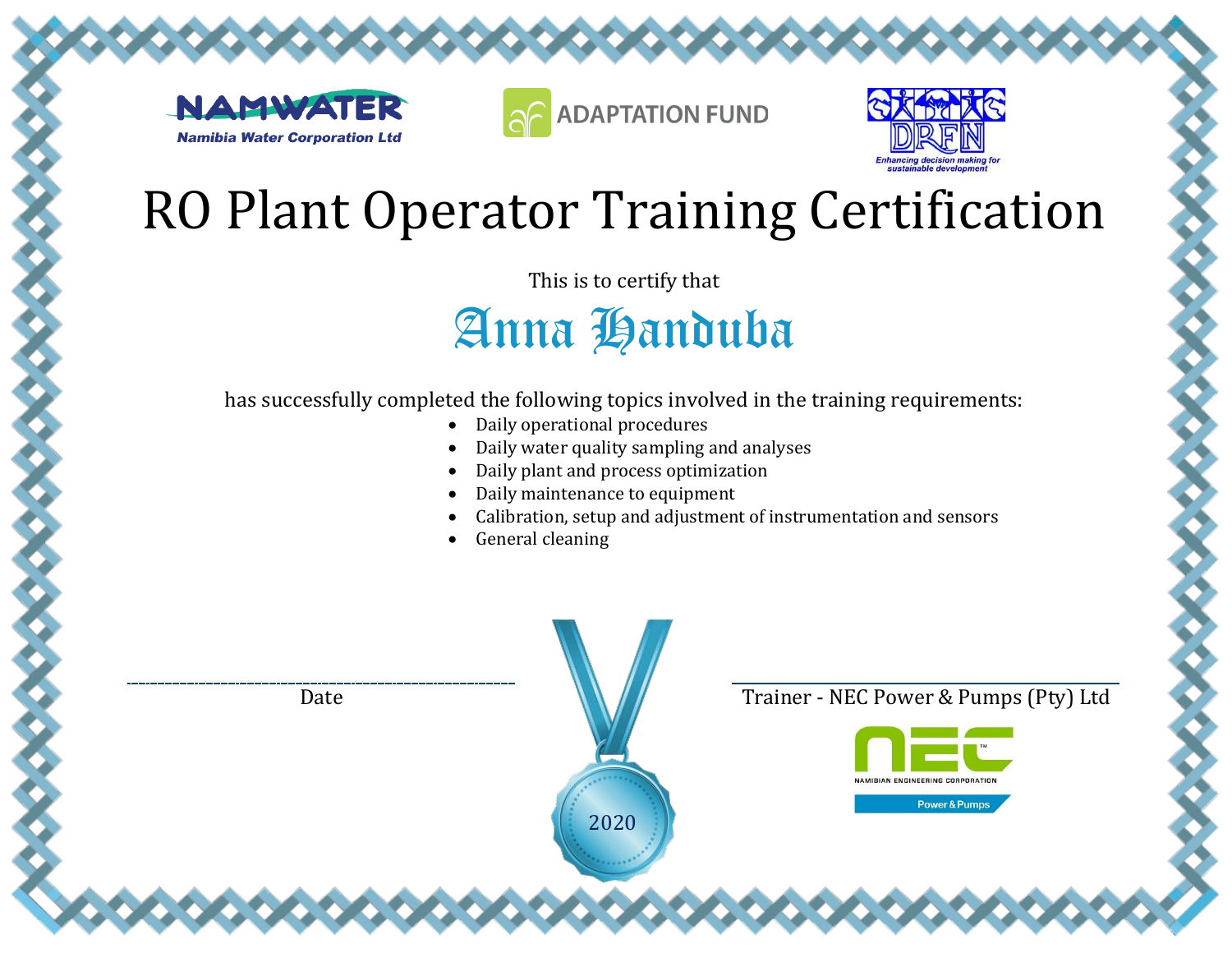NAMWATER
Namibia Water Corporation Ltd

ADAPTATION FUND

DRFN
Enhancing decision making for sustainable development

# RO Plant Operator Training Certification

This is to certify that

## Anna Handuba

has successfully completed the following topics involved in the training requirements:

- Daily operational procedures
- Daily water quality sampling and analyses
- Daily plant and process optimization
- Daily maintenance to equipment
- Calibration, setup and adjustment of instrumentation and sensors
- General cleaning

Date

2020

Trainer - NEC Power & Pumps (Pty) Ltd

NEC
NAMIBIAN ENGINEERING CORPORATION
Power & Pumps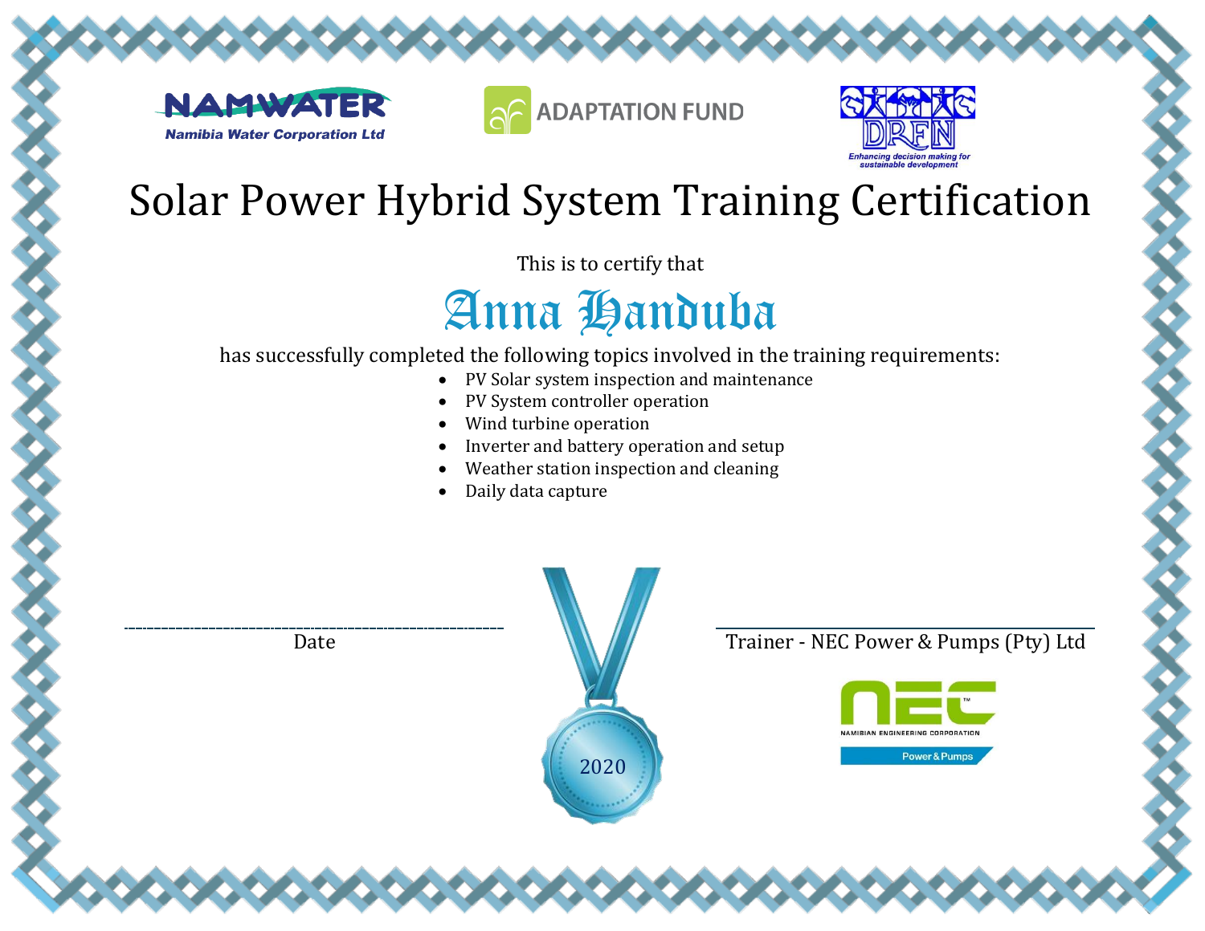NAMWATER
Namibia Water Corporation Ltd

ADAPTATION FUND

DRFN
Enhancing decision making for sustainable development

# Solar Power Hybrid System Training Certification

This is to certify that

## Anna Handuba

has successfully completed the following topics involved in the training requirements:

- PV Solar system inspection and maintenance
- PV System controller operation
- Wind turbine operation
- Inverter and battery operation and setup
- Weather station inspection and cleaning
- Daily data capture

Date

2020

Trainer - NEC Power & Pumps (Pty) Ltd

NEC
NAMIBIAN ENGINEERING CORPORATION
Power & Pumps